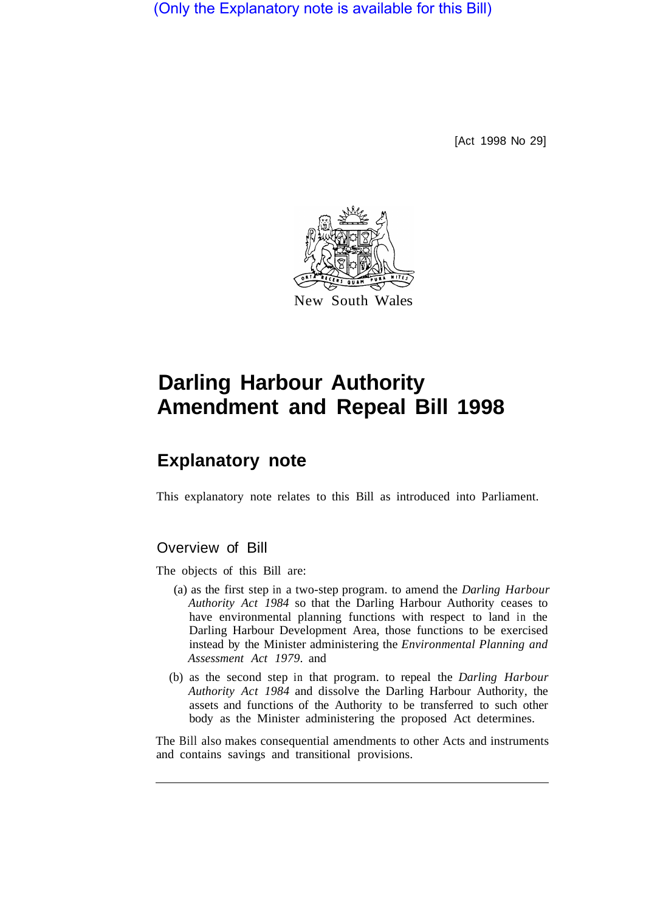(Only the Explanatory note is available for this Bill)

[Act 1998 No 29]

New South Wales

# Darling Harbour Authority Amendment and Repeal Bill 1998

## Explanatory note

This explanatory note relates to this Bill as introduced into Parliament.

### Overview of Bill

The objects of this Bill are:

(a) as the first step in a two-step program. to amend the *Darling Harbour Authority Act 1984* so that the Darling Harbour Authority ceases to have environmental planning functions with respect to land in the Darling Harbour Development Area, those functions to be exercised instead by the Minister administering the *Environmental Planning and Assessment Act 1979*. and

(b) as the second step in that program. to repeal the *Darling Harbour Authority Act 1984* and dissolve the Darling Harbour Authority, the assets and functions of the Authority to be transferred to such other body as the Minister administering the proposed Act determines.

The Bill also makes consequential amendments to other Acts and instruments and contains savings and transitional provisions.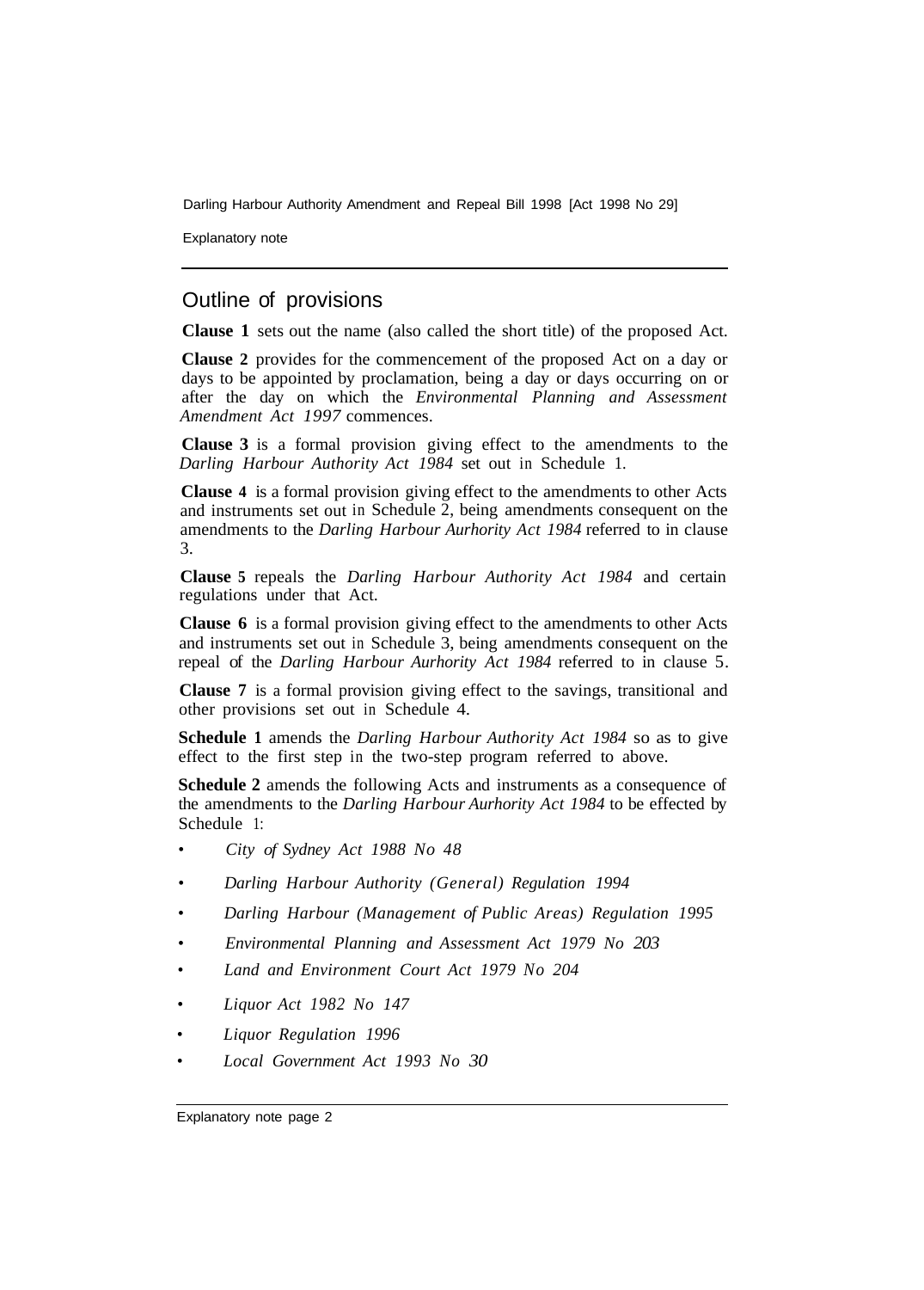## Outline of provisions

**Clause 1** sets out the name (also called the short title) of the proposed Act.

**Clause 2** provides for the commencement of the proposed Act on a day or days to be appointed by proclamation, being a day or days occurring on or after the day on which the *Environmental Planning and Assessment Amendment Act 1997* commences.

**Clause 3** is a formal provision giving effect to the amendments to the *Darling Harbour Authority Act 1984* set out in Schedule 1.

**Clause 4** is a formal provision giving effect to the amendments to other Acts and instruments set out in Schedule 2, being amendments consequent on the amendments to the *Darling Harbour Aurhority Act 1984* referred to in clause 3.

**Clause 5** repeals the *Darling Harbour Authority Act 1984* and certain regulations under that Act.

**Clause 6** is a formal provision giving effect to the amendments to other Acts and instruments set out in Schedule 3, being amendments consequent on the repeal of the *Darling Harbour Aurhority Act 1984* referred to in clause 5.

**Clause 7** is a formal provision giving effect to the savings, transitional and other provisions set out in Schedule 4.

**Schedule 1** amends the *Darling Harbour Authority Act 1984* so as to give effect to the first step in the two-step program referred to above.

**Schedule 2** amends the following Acts and instruments as a consequence of the amendments to the *Darling Harbour Aurhority Act 1984* to be effected by Schedule 1:

- *City of Sydney Act 1988 No 48*
- *Darling Harbour Authority (General) Regulation 1994*
- *Darling Harbour (Management of Public Areas) Regulation 1995*
- *Environmental Planning and Assessment Act 1979 No 203*
- *Land and Environment Court Act 1979 No 204*
- *Liquor Act 1982 No 147*
- *Liquor Regulation 1996*
- *Local Government Act 1993 No 30*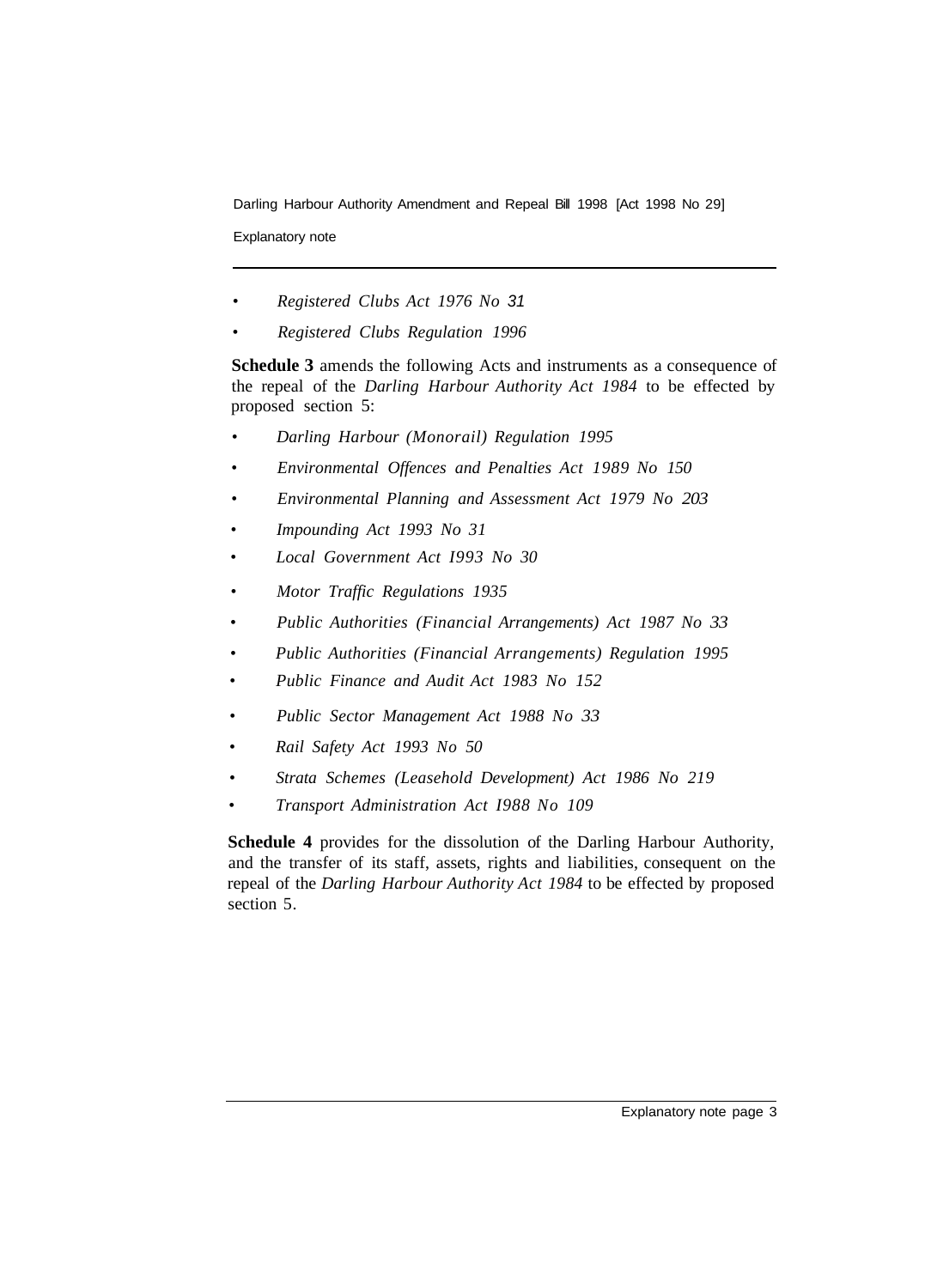- *Registered Clubs Act 1976 No 31*
- *Registered Clubs Regulation 1996*

**Schedule 3** amends the following Acts and instruments as a consequence of the repeal of the *Darling Harbour Authority Act 1984* to be effected by proposed section 5:

- *Darling Harbour (Monorail) Regulation 1995*
- *Environmental Offences and Penalties Act 1989 No 150*
- *Environmental Planning and Assessment Act 1979 No 203*
- *Impounding Act 1993 No 31*
- *Local Government Act I993 No 30*
- *Motor Traffic Regulations 1935*
- *Public Authorities (Financial Arrangements) Act 1987 No 33*
- *Public Authorities (Financial Arrangements) Regulation 1995*
- *Public Finance and Audit Act 1983 No 152*
- *Public Sector Management Act 1988 No 33*
- *Rail Safety Act 1993 No 50*
- *Strata Schemes (Leasehold Development) Act 1986 No 219*
- *Transport Administration Act I988 No 109*

**Schedule 4** provides for the dissolution of the Darling Harbour Authority, and the transfer of its staff, assets, rights and liabilities, consequent on the repeal of the *Darling Harbour Authority Act 1984* to be effected by proposed section 5.